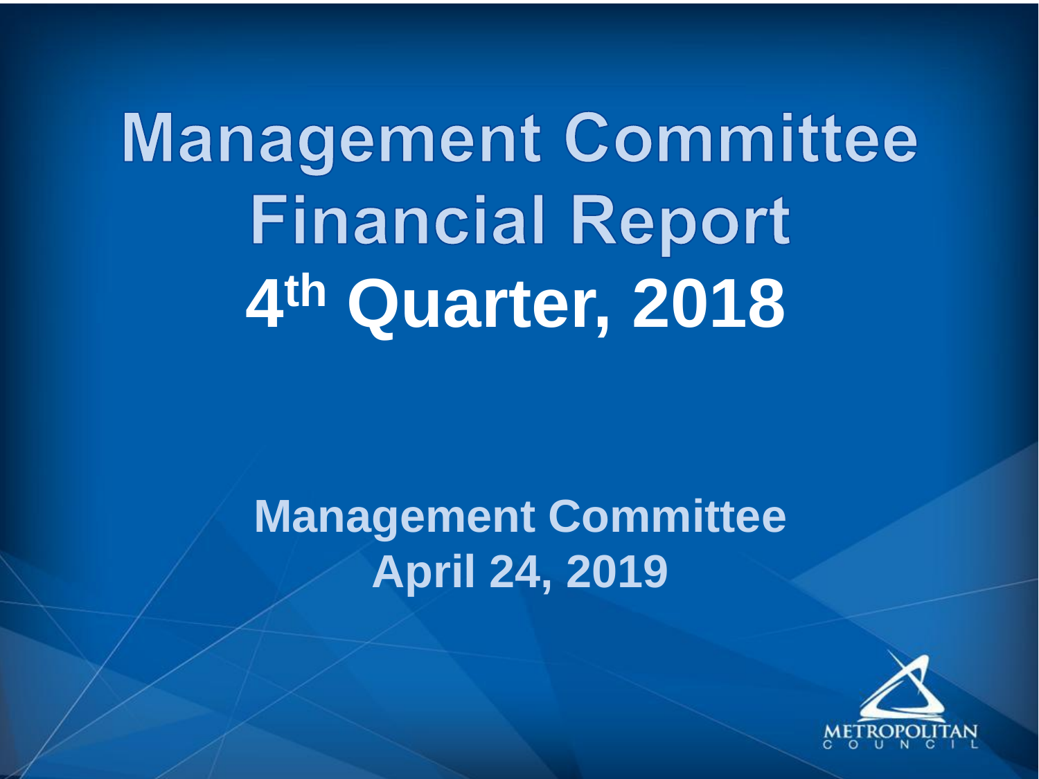# Management Committee Financial Report
# 4th Quarter, 2018

## Management Committee
## April 24, 2019

METROPOLITAN COUNCIL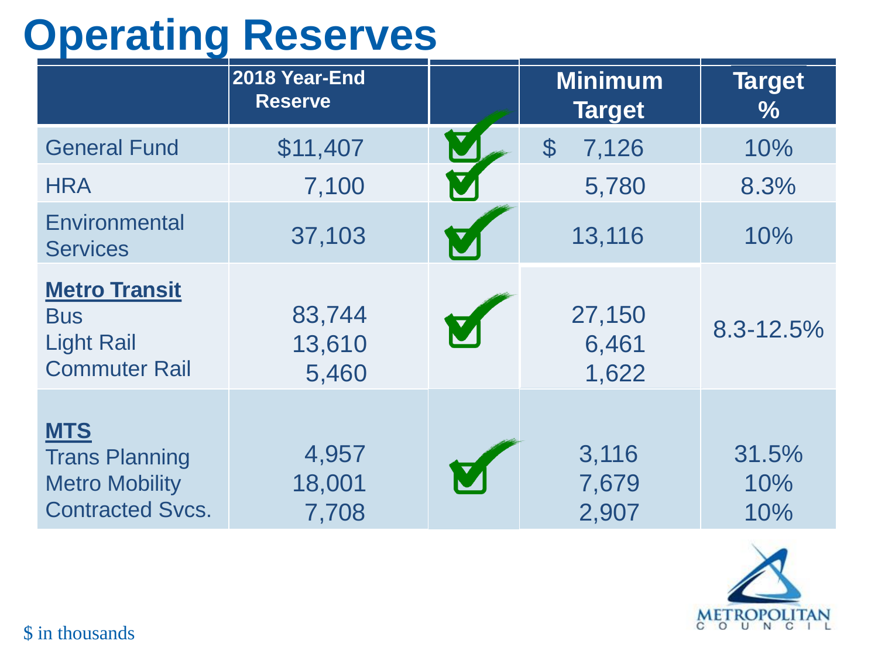# Operating Reserves

| | 2018 Year-End Reserve | | Minimum Target | Target % |
|---|---|---|---|---|
| General Fund | $11,407 | ✔ | $ 7,126 | 10% |
| HRA | 7,100 | ✔ | 5,780 | 8.3% |
| Environmental Services | 37,103 | ✔ | 13,116 | 10% |
| **Metro Transit** | | ✔ | | 8.3-12.5% |
| Bus | 83,744 | | 27,150 | |
| Light Rail | 13,610 | | 6,461 | |
| Commuter Rail | 5,460 | | 1,622 | |
| **MTS** | | ✔ | | |
| Trans Planning | 4,957 | | 3,116 | 31.5% |
| Metro Mobility | 18,001 | | 7,679 | 10% |
| Contracted Svcs. | 7,708 | | 2,907 | 10% |

$ in thousands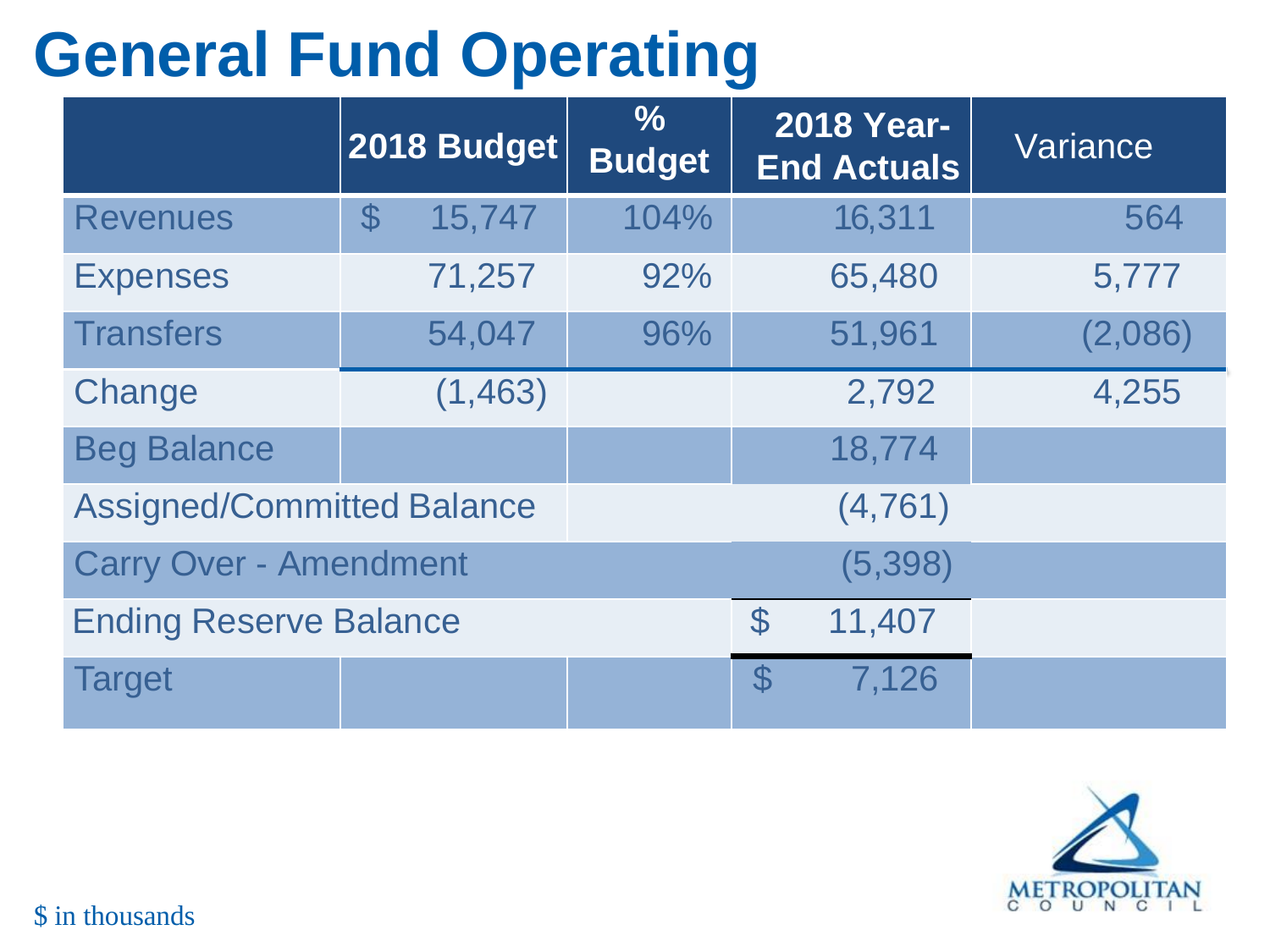# General Fund Operating

| | 2018 Budget | % Budget | 2018 Year-End Actuals | Variance |
|---|---|---|---|---|
| Revenues | $ 15,747 | 104% | 16,311 | 564 |
| Expenses | 71,257 | 92% | 65,480 | 5,777 |
| Transfers | 54,047 | 96% | 51,961 | (2,086) |
| Change | (1,463) | | 2,792 | 4,255 |
| Beg Balance | | | 18,774 | |
| Assigned/Committed Balance | | | (4,761) | |
| Carry Over - Amendment | | | (5,398) | |
| Ending Reserve Balance | | | $ 11,407 | |
| Target | | | $ 7,126 | |

$ in thousands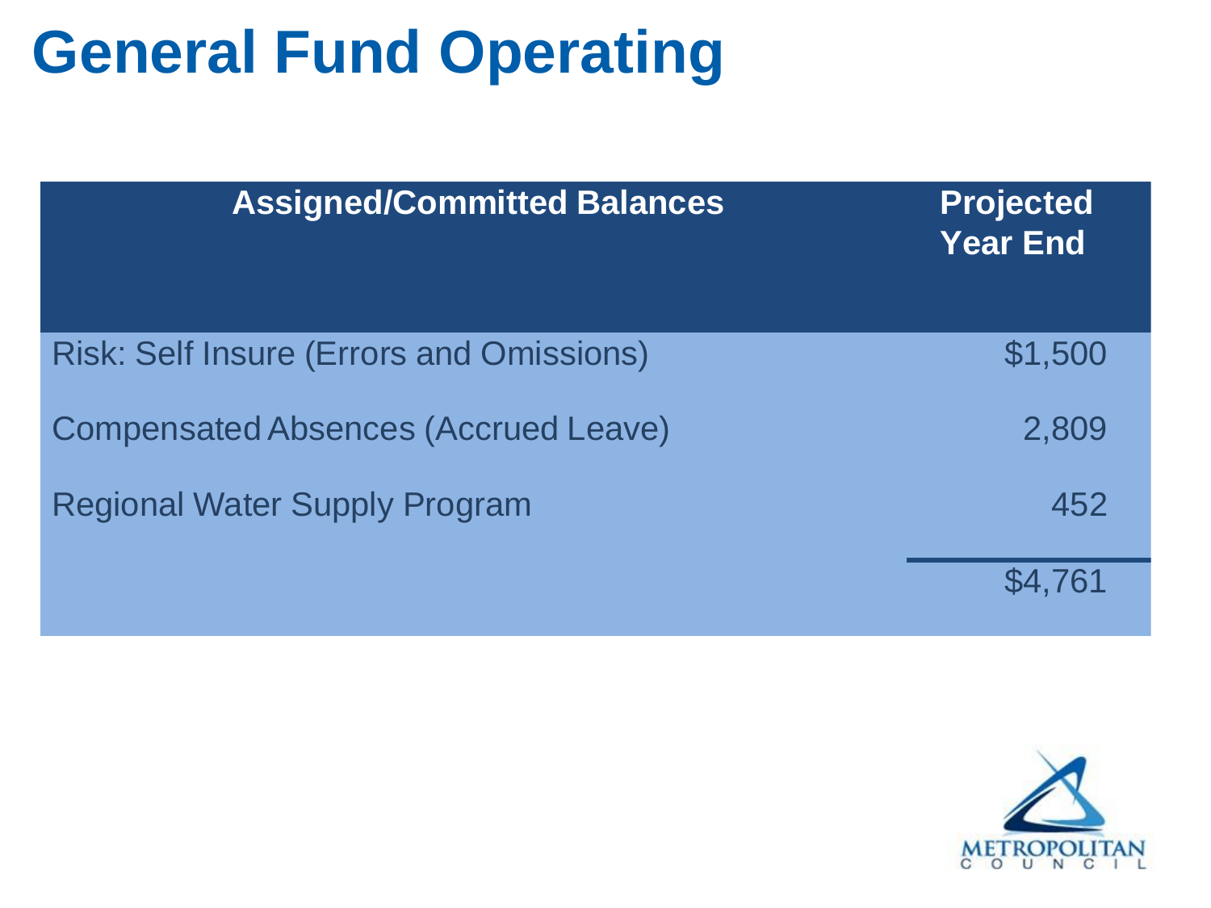# General Fund Operating

| Assigned/Committed Balances | Projected Year End |
|---|---|
| Risk: Self Insure (Errors and Omissions) | $1,500 |
| Compensated Absences (Accrued Leave) | 2,809 |
| Regional Water Supply Program | 452 |
| | $4,761 |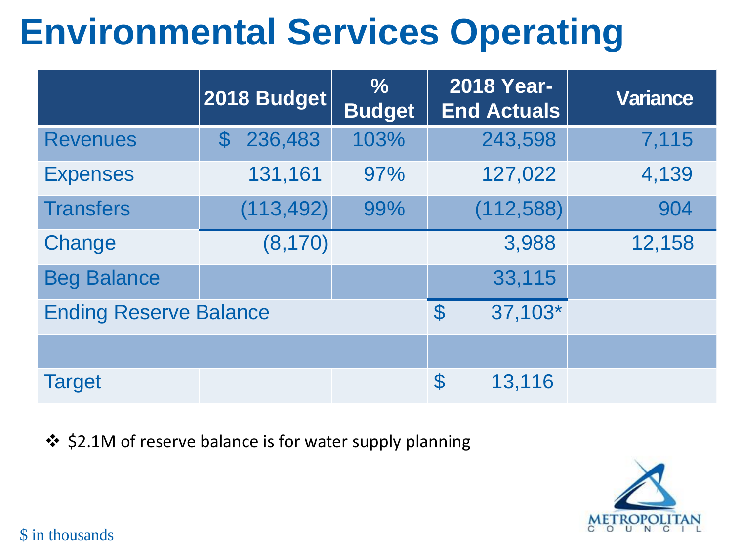# Environmental Services Operating

| | 2018 Budget | % Budget | 2018 Year-End Actuals | Variance |
|---|---|---|---|---|
| Revenues | $ 236,483 | 103% | 243,598 | 7,115 |
| Expenses | 131,161 | 97% | 127,022 | 4,139 |
| Transfers | (113,492) | 99% | (112,588) | 904 |
| Change | (8,170) | | 3,988 | 12,158 |
| Beg Balance | | | 33,115 | |
| Ending Reserve Balance | | | $ 37,103* | |
| | | | | |
| Target | | | $ 13,116 | |

- $2.1M of reserve balance is for water supply planning

$ in thousands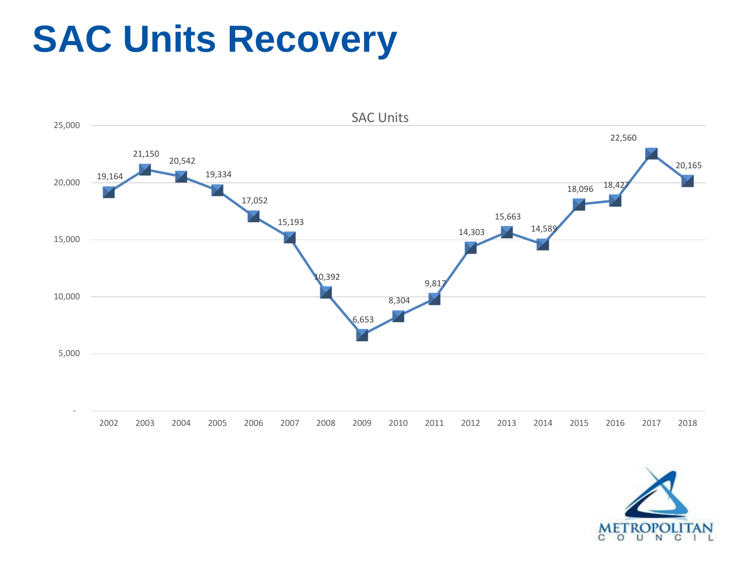# SAC Units Recovery

SAC Units

| Year | SAC Units |
| --- | --- |
| 2002 | 19,164 |
| 2003 | 21,150 |
| 2004 | 20,542 |
| 2005 | 19,334 |
| 2006 | 17,052 |
| 2007 | 15,193 |
| 2008 | 10,392 |
| 2009 | 6,653 |
| 2010 | 8,304 |
| 2011 | 9,817 |
| 2012 | 14,303 |
| 2013 | 15,663 |
| 2014 | 14,589 |
| 2015 | 18,096 |
| 2016 | 18,427 |
| 2017 | 22,560 |
| 2018 | 20,165 |

METROPOLITAN COUNCIL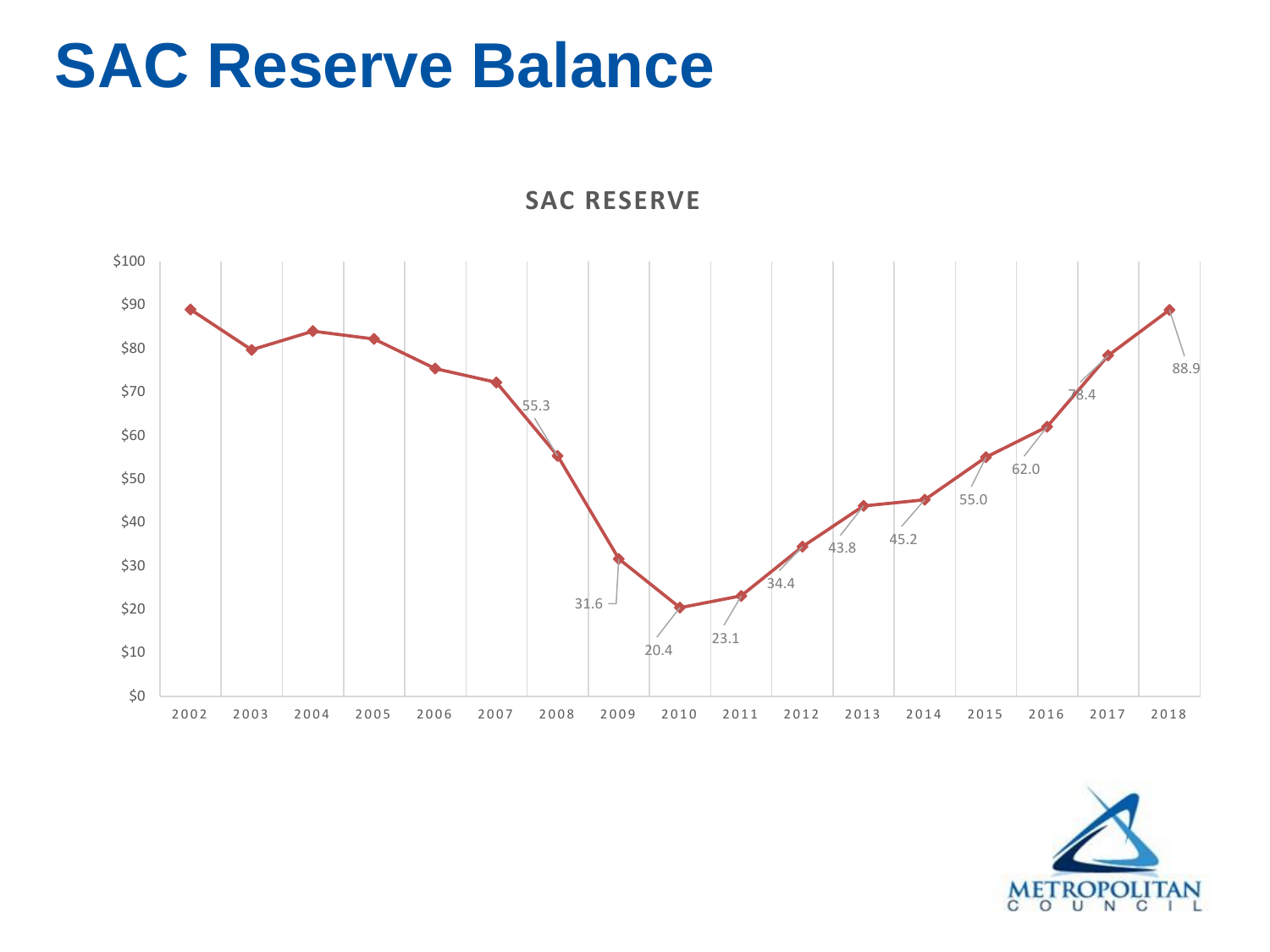# SAC Reserve Balance

**SAC RESERVE**

| Year | SAC Reserve ($) |
|---|---|
| 2002 | |
| 2003 | |
| 2004 | |
| 2005 | |
| 2006 | |
| 2007 | |
| 2008 | 55.3 |
| 2009 | 31.6 |
| 2010 | 20.4 |
| 2011 | 23.1 |
| 2012 | 34.4 |
| 2013 | 43.8 |
| 2014 | 45.2 |
| 2015 | 55.0 |
| 2016 | 62.0 |
| 2017 | 78.4 |
| 2018 | 88.9 |

METROPOLITAN COUNCIL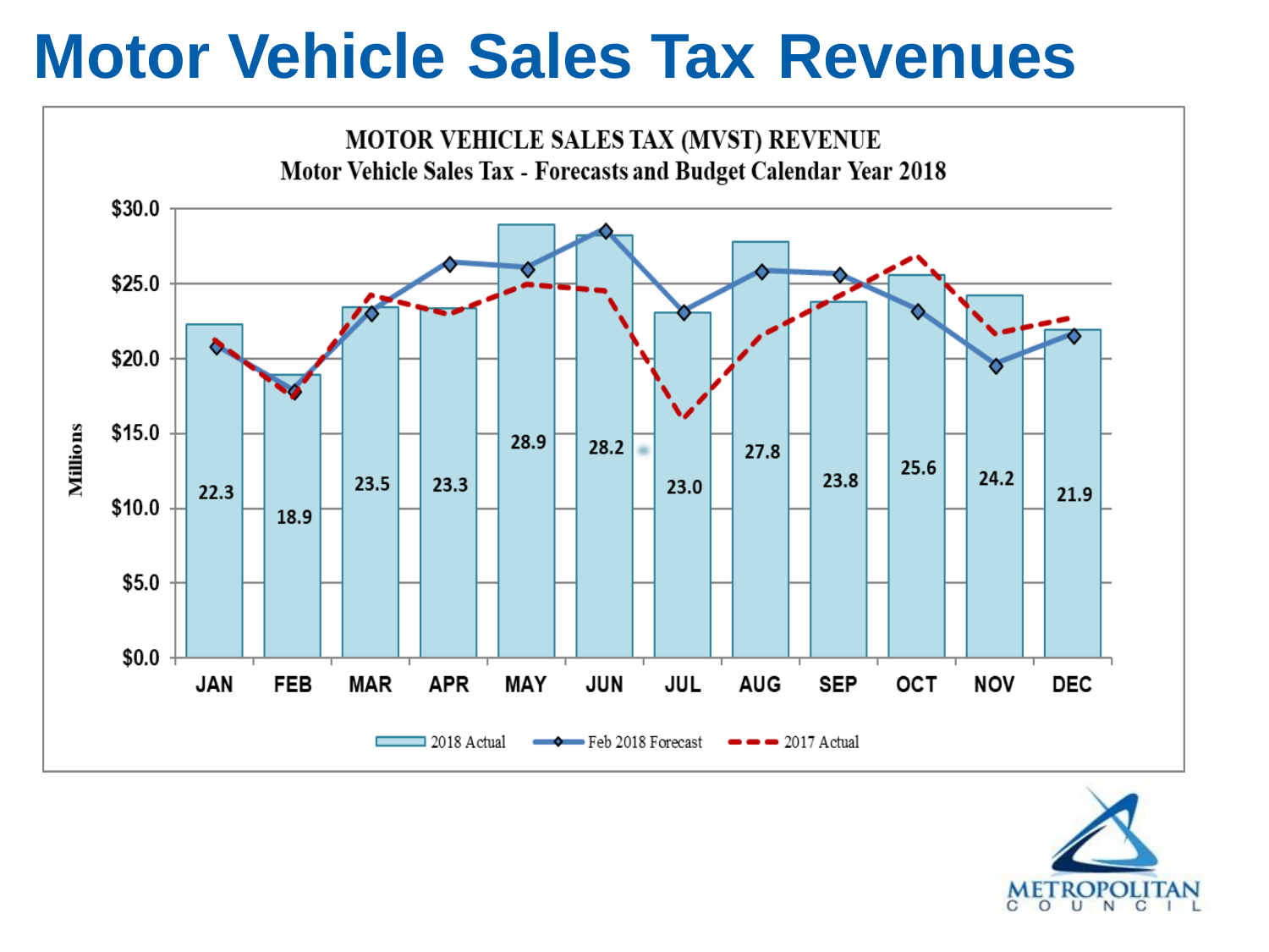# Motor Vehicle Sales Tax Revenues

**MOTOR VEHICLE SALES TAX (MVST) REVENUE**
**Motor Vehicle Sales Tax - Forecasts and Budget Calendar Year 2018**

| Month | 2018 Actual (Millions) |
|---|---|
| JAN | 22.3 |
| FEB | 18.9 |
| MAR | 23.5 |
| APR | 23.3 |
| MAY | 28.9 |
| JUN | 28.2 |
| JUL | 23.0 |
| AUG | 27.8 |
| SEP | 23.8 |
| OCT | 25.6 |
| NOV | 24.2 |
| DEC | 21.9 |

Legend: 2018 Actual; Feb 2018 Forecast; 2017 Actual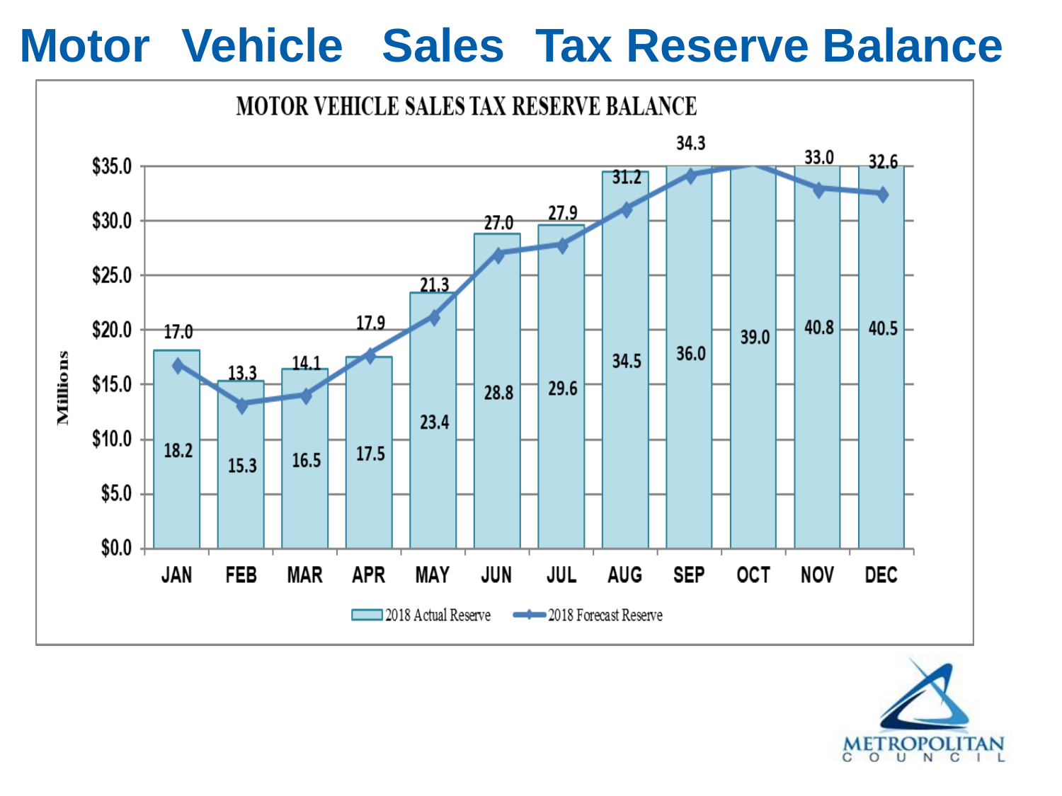# Motor Vehicle Sales Tax Reserve Balance

MOTOR VEHICLE SALES TAX RESERVE BALANCE

Millions

| Month | 2018 Actual Reserve | 2018 Forecast Reserve |
|---|---|---|
| JAN | 18.2 | 17.0 |
| FEB | 15.3 | 13.3 |
| MAR | 16.5 | 14.1 |
| APR | 17.5 | 17.9 |
| MAY | 23.4 | 21.3 |
| JUN | 28.8 | 27.0 |
| JUL | 29.6 | 27.9 |
| AUG | 34.5 | 31.2 |
| SEP | 36.0 | 34.3 |
| OCT | 39.0 | |
| NOV | 40.8 | 33.0 |
| DEC | 40.5 | 32.6 |

METROPOLITAN COUNCIL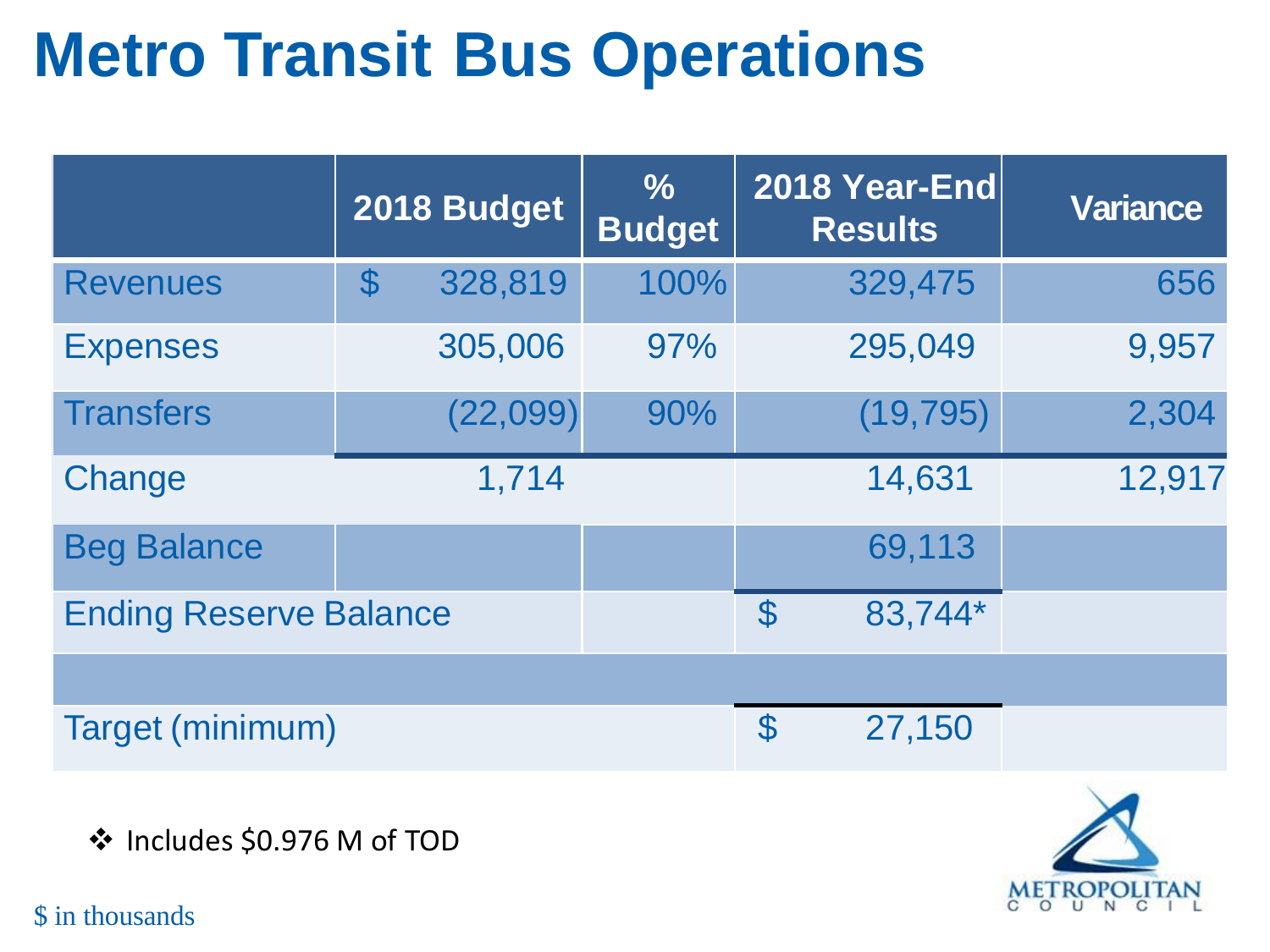# Metro Transit Bus Operations

| | 2018 Budget | % Budget | 2018 Year-End Results | Variance |
|---|---|---|---|---|
| Revenues | $ 328,819 | 100% | 329,475 | 656 |
| Expenses | 305,006 | 97% | 295,049 | 9,957 |
| Transfers | (22,099) | 90% | (19,795) | 2,304 |
| Change | 1,714 | | 14,631 | 12,917 |
| Beg Balance | | | 69,113 | |
| Ending Reserve Balance | | | $ 83,744* | |
| | | | | |
| Target (minimum) | | | $ 27,150 | |

❖ Includes $0.976 M of TOD

$ in thousands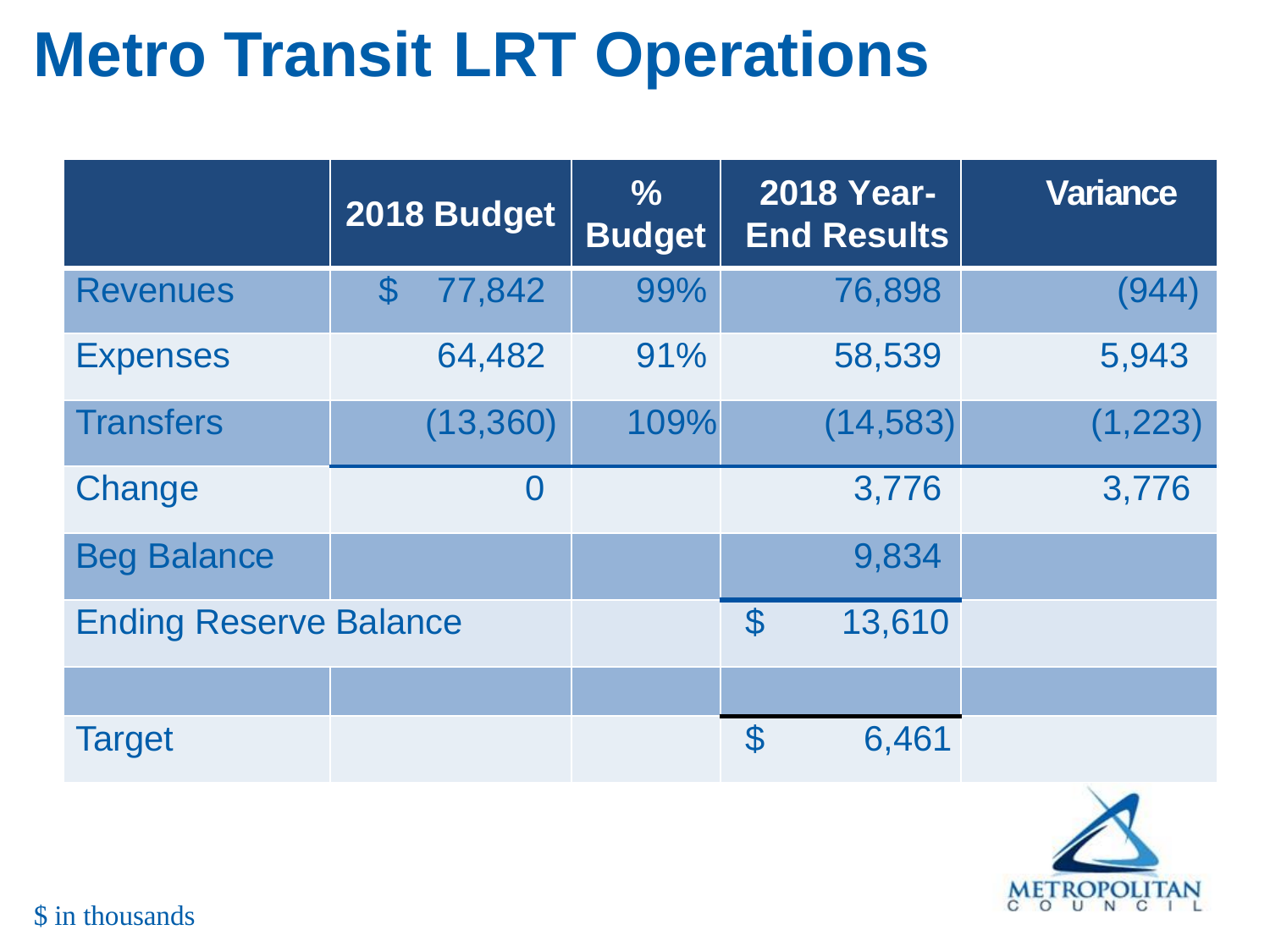# Metro Transit LRT Operations

| | 2018 Budget | % Budget | 2018 Year-End Results | Variance |
|---|---|---|---|---|
| Revenues | $ 77,842 | 99% | 76,898 | (944) |
| Expenses | 64,482 | 91% | 58,539 | 5,943 |
| Transfers | (13,360) | 109% | (14,583) | (1,223) |
| Change | 0 | | 3,776 | 3,776 |
| Beg Balance | | | 9,834 | |
| Ending Reserve Balance | | | $ 13,610 | |
| | | | | |
| Target | | | $ 6,461 | |

$ in thousands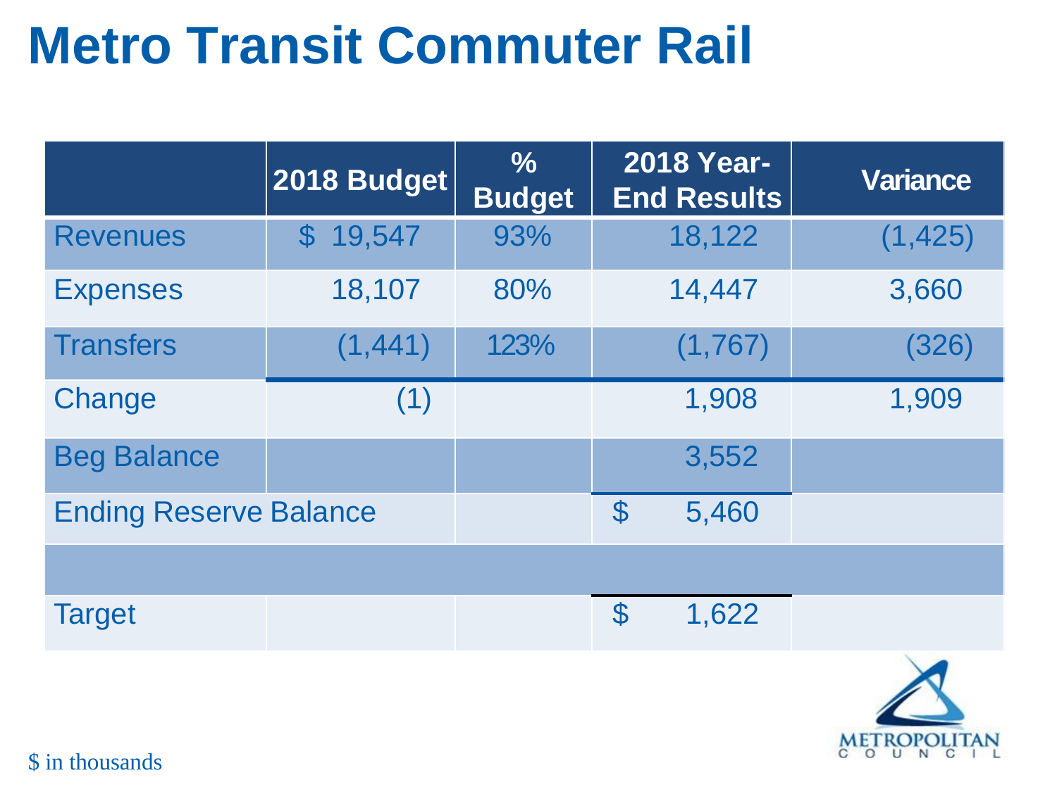# Metro Transit Commuter Rail

| | 2018 Budget | % Budget | 2018 Year-End Results | Variance |
|---|---|---|---|---|
| Revenues | $ 19,547 | 93% | 18,122 | (1,425) |
| Expenses | 18,107 | 80% | 14,447 | 3,660 |
| Transfers | (1,441) | 123% | (1,767) | (326) |
| Change | (1) | | 1,908 | 1,909 |
| Beg Balance | | | 3,552 | |
| Ending Reserve Balance | | | $ 5,460 | |
| | | | | |
| Target | | | $ 1,622 | |

$ in thousands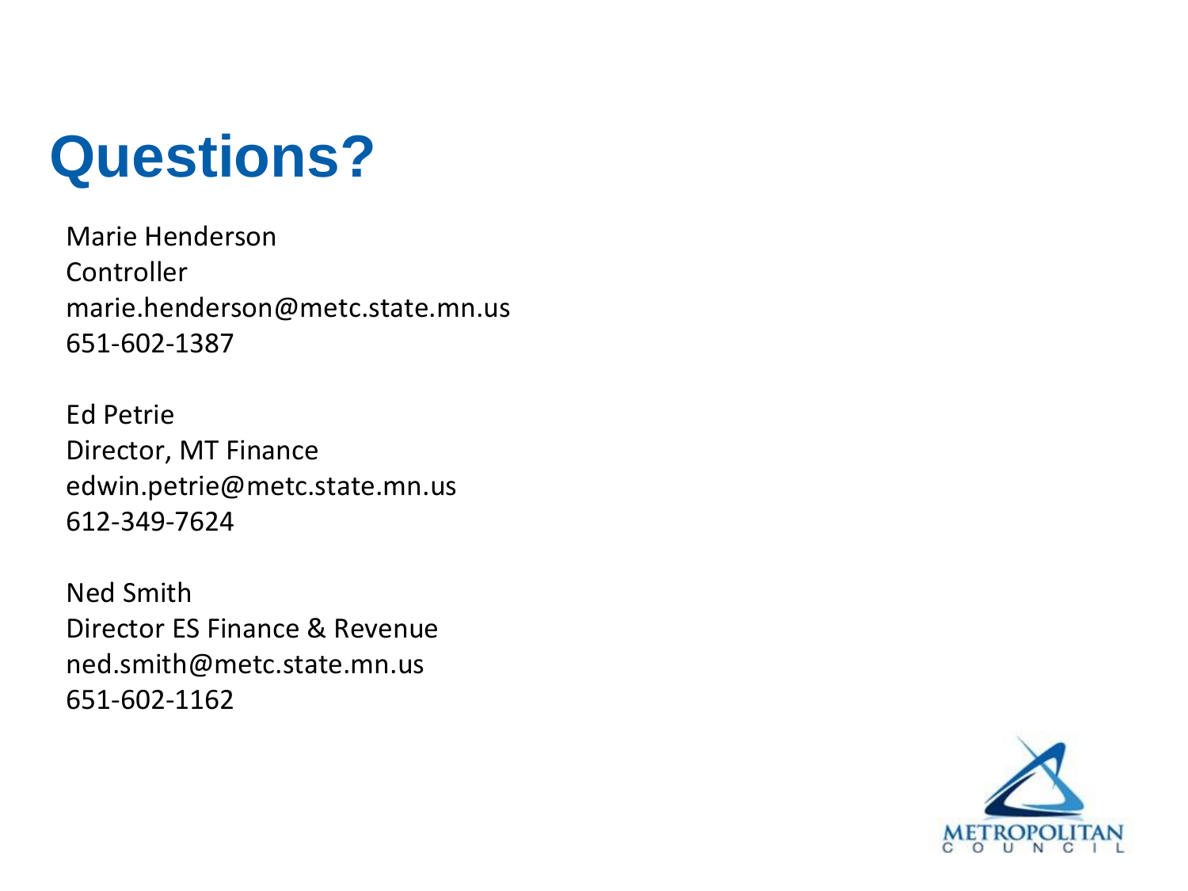# Questions?

Marie Henderson
Controller
marie.henderson@metc.state.mn.us
651-602-1387

Ed Petrie
Director, MT Finance
edwin.petrie@metc.state.mn.us
612-349-7624

Ned Smith
Director ES Finance & Revenue
ned.smith@metc.state.mn.us
651-602-1162